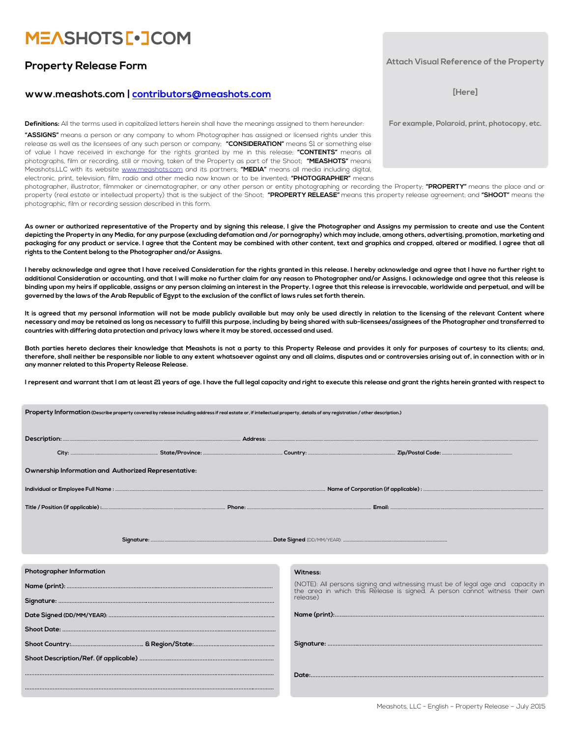# MEASHOTS [•] COM

## Property Release Form

**www.meashots.com | contributors@meashots.com**

Attach Visual Reference of the Property

[Here]

For example, Polaroid, print, photocopy, etc.

**Definitions:** All the terms used in capitalized letters herein shall have the meanings assigned to them hereunder:

**"ASSIGNS"** means a person or any company to whom Photographer has assigned or licensed rights under this release as well as the licensees of any such person or company; **"CONSIDERATION"** means $1 or something else of value I have received in exchange for the rights granted by me in this release; **"CONTENTS"** means all photographs, film or recording, still or moving, taken of the Property as part of the Shoot; **"MEASHOTS"** means Meashots,LLC with its website www.meashots.com and its partners; **"MEDIA"** means all media including digital, electronic, print, television, film, radio and other media now known or to be invented; **"PHOTOGRAPHER"** means photographer, illustrator, filmmaker or cinematographer, or any other person or entity photographing or recording the Property; **"PROPERTY"** means the place and or property (real estate or intellectual property) that is the subject of the Shoot; **"PROPERTY RELEASE"** means this property release agreement; and **"SHOOT"** means the photographic, film or recording session described in this form.

**As owner or authorized representative of the Property and by signing this release, I give the Photographer and Assigns my permission to create and use the Content depicting the Property in any Media, for any purpose (excluding defamation and /or pornography) which may include, among others, advertising, promotion, marketing and packaging for any product or service. I agree that the Content may be combined with other content, text and graphics and cropped, altered or modified. I agree that all rights to the Content belong to the Photographer and/or Assigns.**

**I hereby acknowledge and agree that I have received Consideration for the rights granted in this release. I hereby acknowledge and agree that I have no further right to additional Consideration or accounting, and that I will make no further claim for any reason to Photographer and/or Assigns. I acknowledge and agree that this release is binding upon my heirs if applicable, assigns or any person claiming an interest in the Property. I agree that this release is irrevocable, worldwide and perpetual, and will be governed by the laws of the Arab Republic of Egypt to the exclusion of the conflict of laws rules set forth therein.**

**It is agreed that my personal information will not be made publicly available but may only be used directly in relation to the licensing of the relevant Content where necessary and may be retained as long as necessary to fulfill this purpose, including by being shared with sub-licensees/assignees of the Photographer and transferred to countries with differing data protection and privacy laws where it may be stored, accessed and used.**

**Both parties hereto declares their knowledge that Meashots is not a party to this Property Release and provides it only for purposes of courtesy to its clients; and, therefore, shall neither be responsible nor liable to any extent whatsoever against any and all claims, disputes and or controversies arising out of, in connection with or in any manner related to this Property Release Release.**

**I represent and warrant that I am at least 21 years of age. I have the full legal capacity and right to execute this release and grant the rights herein granted with respect to**

**Property Information** (Describe property covered by release including address if real estate or, if intellectual property, details of any registration / other description.)

**Description:** .................................... **Address:** ....................................

**City:** .................... **State/Province:** .................... **Country:** .................... **Zip/Postal Code:** ....................

**Ownership Information and Authorized Representative:**

**Individual or Employee Full Name :** .................................... **Name of Corporation (if applicable) :** ....................................

**Title / Position (if applicable) :** .................... **Phone:** .................... **Email:** ....................

**Signature:** .................................... **Date Signed** (DD/MM/YEAR): ....................................

**Photographer Information**

**Name (print):** ....................................

**Signature:** ....................................

**Date Signed (DD/MM/YEAR):** ....................................

**Shoot Date:** ....................................

**Shoot Country:**.................... **& Region/State:**....................

**Shoot Description/Ref. (if applicable)** ....................................

....................................

....................................

**Witness:**

(NOTE): All persons signing and witnessing must be of legal age and capacity in the area in which this Release is signed. A person cannot witness their own release)

**Name (print):**....................................

**Signature:** ....................................

**Date:**....................................

Meashots, LLC - English – Property Release – July 2015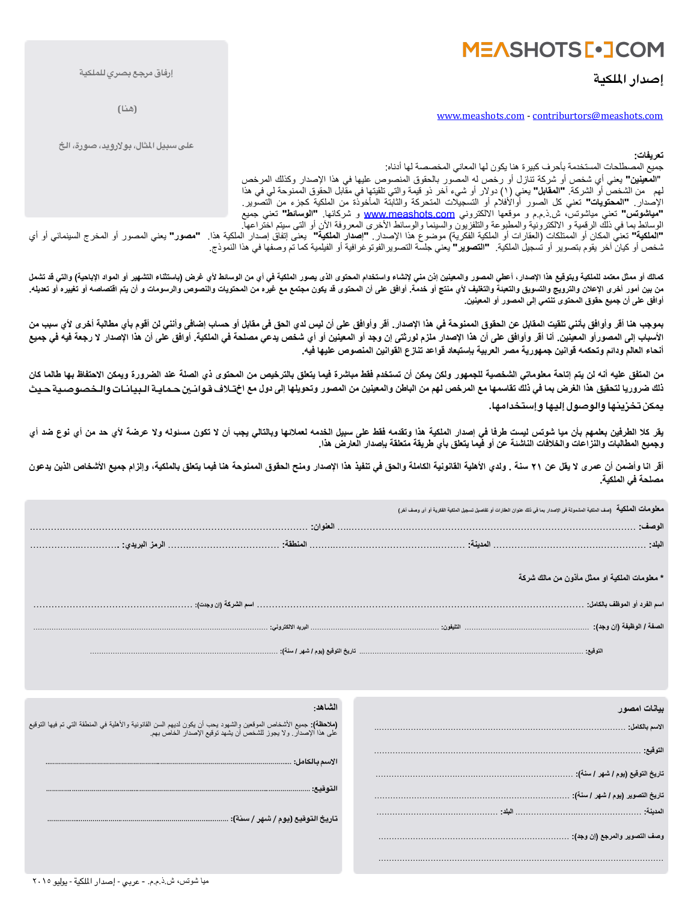MEASHOTS[•]COM

# إصدار الملكية

www.meashots.com - contributortors@meashots.com

إرفاق مرجع بصري للملكية

(هنا)

على سبيل المثال، بولارويد، صورة، الخ

**تعريفات:**

جميع المصطلحات المستخدمة بأحرف كبيرة هنا يكون لها المعاني المخصصة لها أدناه:

**"المعينين"** يعني أي شخص أو شركة تنازل أو رخص له المصور بالحقوق المنصوص عليها في هذا الإصدار وكذلك المرخص لهم من الشخص أو الشركة. **"المقابل"** يعني (١) دولار أو شيء آخر ذو قيمة والتي تلقيتها في مقابل الحقوق الممنوحة لي في هذا الإصدار. **"المحتويات"** تعني كل الصور أوالأفلام أو التسجيلات المتحركة والثابتة المأخوذة من الملكية كجزء من التصوير. **"مياشوتس"** تعني مياشوتس، ش.ذ.م.م و موقعها الالكتروني www.meashots.com و شركائها. **"الوسائط"** تعني جميع الوسائط بما في ذلك الرقمية و الالكترونية والمطبوعة والتلفزيون والسينما والوسائط الأخرى المعروفة الآن أو التي سيتم اختراعها. **"الملكية"** تعني المكان أو الممتلكات (العقارات أو الملكية الفكرية) موضوع هذا الإصدار. **"إصدار الملكية"** يعني إتفاق إصدار الملكية هذا. **"مصور"** يعني المصور أو المخرج السينمائي أو أي شخص أو كيان آخر يقوم بتصوير أو تسجيل الملكية. **"التصوير"** يعني جلسة التصوير الفوتوغرافية أو الفيلمية كما تم وصفها في هذا النموذج.

**كمالك أو ممثل معتمد للملكية وبتوقيع هذا الإصدار، أعطي المصور والمعينين إذن مني لإنشاء واستخدام المحتوى الذى يصور الملكية في أي من الوسائط لأي غرض (باستثناء التشهير أو المواد الإباحية) والتي قد تشمل من بين أمور أخرى الإعلان والترويج والتسويق والتعبئة والتغليف لأي منتج أو خدمة. أوافق على أن المحتوى قد يكون مجتمع مع غيره من المحتويات والنصوص والرسومات و أن يتم اقتصاصه أو تغييره أو تعديله. أوافق على أن جميع حقوق المحتوى تنتمي إلى المصور أو المعينين.**

**بموجب هنا أقر وأوافق بأنني تلقيت المقابل عن الحقوق الممنوحة في هذا الإصدار. أقر وأوافق على أن ليس لدي الحق فى مقابل أو حساب إضافى وأنني لن أقوم بأي مطالبة أخرى لأي سبب من الأسباب إلى المصورأو المعينين. أنا أقر وأوافق على أن هذا الإصدار ملزم لورثتى إن وجد أو المعينين أو أي شخص يدعي مصلحة في الملكية. أوافق على أن هذا الإصدار لا رجعة فيه في جميع أنحاء العالم ودائم وتحكمه قوانين جمهورية مصر العربية بإستبعاد قواعد تنازع القوانين المنصوص عليها فيه.**

**من المتفق عليه أنه لن يتم إتاحة معلوماتي الشخصية للجمهور ولكن يمكن أن تستخدم فقط مباشرة فيما يتعلق بالترخيص من المحتوى ذي الصلة عند الضرورة ويمكن الاحتفاظ بها طالما كان ذلك ضروريا لتحقيق هذا الغرض بما في ذلك تقاسمها مع المرخص لهم من الباطن والمعينين من المصور وتحويلها إلى دول مع اختلاف قوانين حماية البيانات والخصوصية حيث يمكن تخزينها والوصول إليها وإستخدامها.**

**يقر كلا الطرفين بعلمهم بأن ميا شوتس ليست طرفا في إصدار الملكية هذا وتقدمه فقط على سبيل الخدمه لعملائها وبالتالي يجب أن لا تكون مسئوله ولا عرضة لأي حد من أي نوع ضد أي وجميع المطالبات والنزاعات والخلافات الناشئة عن أو فيما يتعلق بأي طريقة متعلقة بإصدار العارض هذا.**

**أقر انا وأضمن أن عمرى لا يقل عن ٢١ سنة . ولدي الأهلية القانونية الكاملة والحق في تنفيذ هذا الإصدار ومنح الحقوق الممنوحة هنا فيما يتعلق بالملكية، وإلزام جميع الأشخاص الذين يدعون مصلحة في الملكية.**

**معلومات الملكية** (صف الملكية المشمولة في الإصدار بما في ذلك عنوان العقارات أو تفاصيل تسجيل الملكية الفكرية أو أى وصف آخر)

**الوصف:** ........................................ **العنوان:** ........................................

**البلد:** .................... **المدينة:** .................... **المنطقة:** .................... **الرمز البريدي:** ....................

**\* معلومات الملكية او ممثل مأذون من مالك شركة**

**اسم الفرد أو الموظف بالكامل:** ........................................ **اسم الشركة (إن وجدت):** ........................................

**الصفة / الوظيفة (إن وجد):** .................... **التليفون:** .................... **البريد الالكتروني:** ....................

**التوقيع:** ........................................ **تاريخ التوقيع (يوم / شهر / سنة):** ........................................

**بيانات امصور**

**الاسم بالكامل:** ........................................

**التوقيع:** ........................................

**تاريخ التوقيع (يوم / شهر / سنة):** ........................................

**تاريخ التصوير (يوم / شهر / سنة):** ........................................

**المدينة:** .................... **البلد:** ....................

**وصف التصوير والمرجع (إن وجد):** ........................................

........................................

**الشاهد:**

**(ملاحظة):** جميع الأشخاص الموقعين والشهود يجب أن يكون لديهم السن القانونية والأهلية في المنطقة التي تم فيها التوقيع على هذا الإصدار. ولا يجوز للشخص أن يشهد توقيع الإصدار الخاص بهم.

**الاسم بالكامل:** ........................................

**التوقيع:** ........................................

**تاريخ التوقيع (يوم / شهر / سنة):** ........................................

ميا شوتس، ش.ذ.م.م. - عربي - إصدار الملكية - يوليو ٢٠١٥